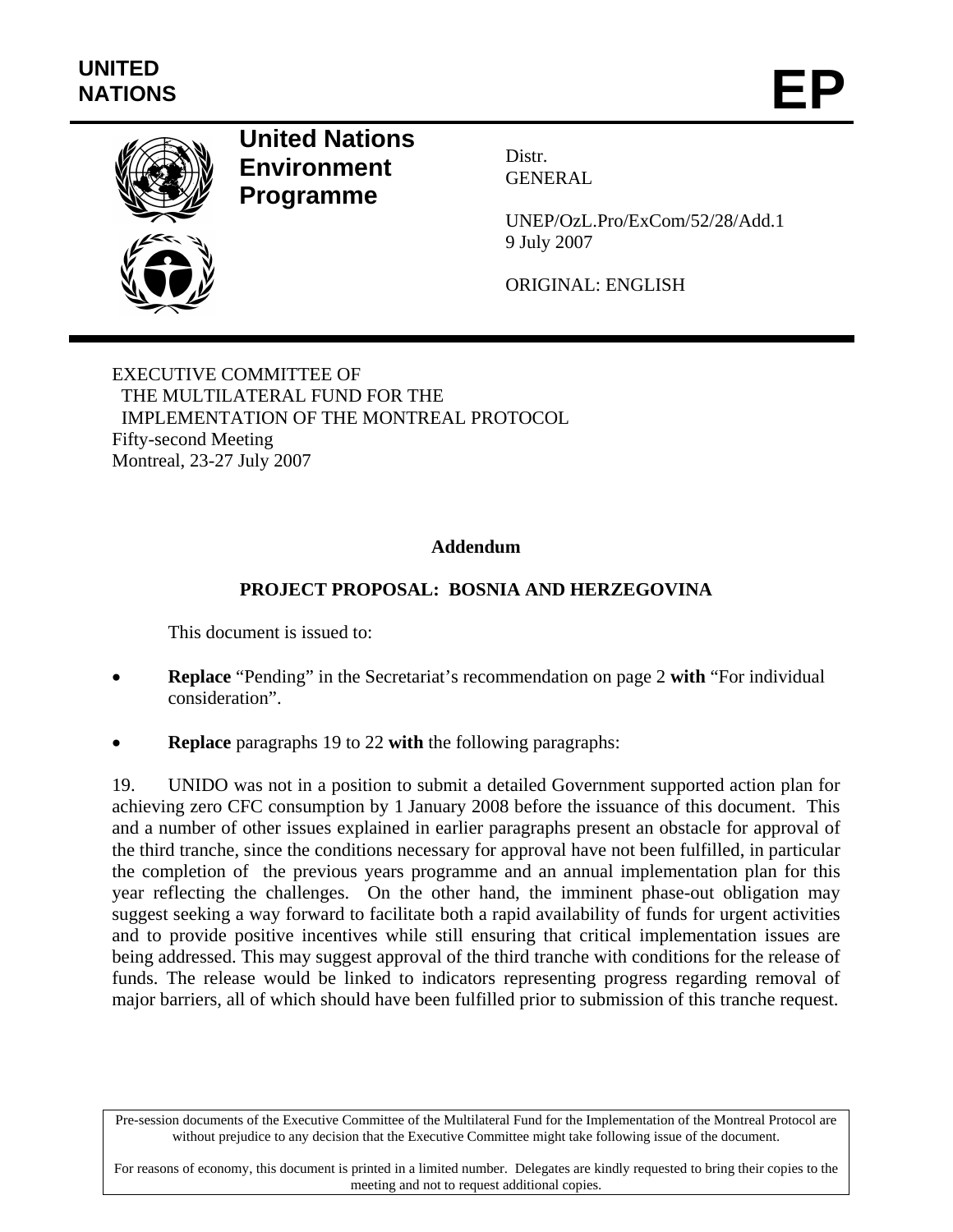UNITED NATIONS

# EP

**United Nations Environment Programme**

Distr.
GENERAL

UNEP/OzL.Pro/ExCom/52/28/Add.1
9 July 2007

ORIGINAL: ENGLISH

EXECUTIVE COMMITTEE OF
THE MULTILATERAL FUND FOR THE
IMPLEMENTATION OF THE MONTREAL PROTOCOL
Fifty-second Meeting
Montreal, 23-27 July 2007

**Addendum**

**PROJECT PROPOSAL: BOSNIA AND HERZEGOVINA**

This document is issued to:

- **Replace** "Pending" in the Secretariat's recommendation on page 2 **with** "For individual consideration".
- **Replace** paragraphs 19 to 22 **with** the following paragraphs:

19. UNIDO was not in a position to submit a detailed Government supported action plan for achieving zero CFC consumption by 1 January 2008 before the issuance of this document. This and a number of other issues explained in earlier paragraphs present an obstacle for approval of the third tranche, since the conditions necessary for approval have not been fulfilled, in particular the completion of the previous years programme and an annual implementation plan for this year reflecting the challenges. On the other hand, the imminent phase-out obligation may suggest seeking a way forward to facilitate both a rapid availability of funds for urgent activities and to provide positive incentives while still ensuring that critical implementation issues are being addressed. This may suggest approval of the third tranche with conditions for the release of funds. The release would be linked to indicators representing progress regarding removal of major barriers, all of which should have been fulfilled prior to submission of this tranche request.

Pre-session documents of the Executive Committee of the Multilateral Fund for the Implementation of the Montreal Protocol are without prejudice to any decision that the Executive Committee might take following issue of the document.

For reasons of economy, this document is printed in a limited number. Delegates are kindly requested to bring their copies to the meeting and not to request additional copies.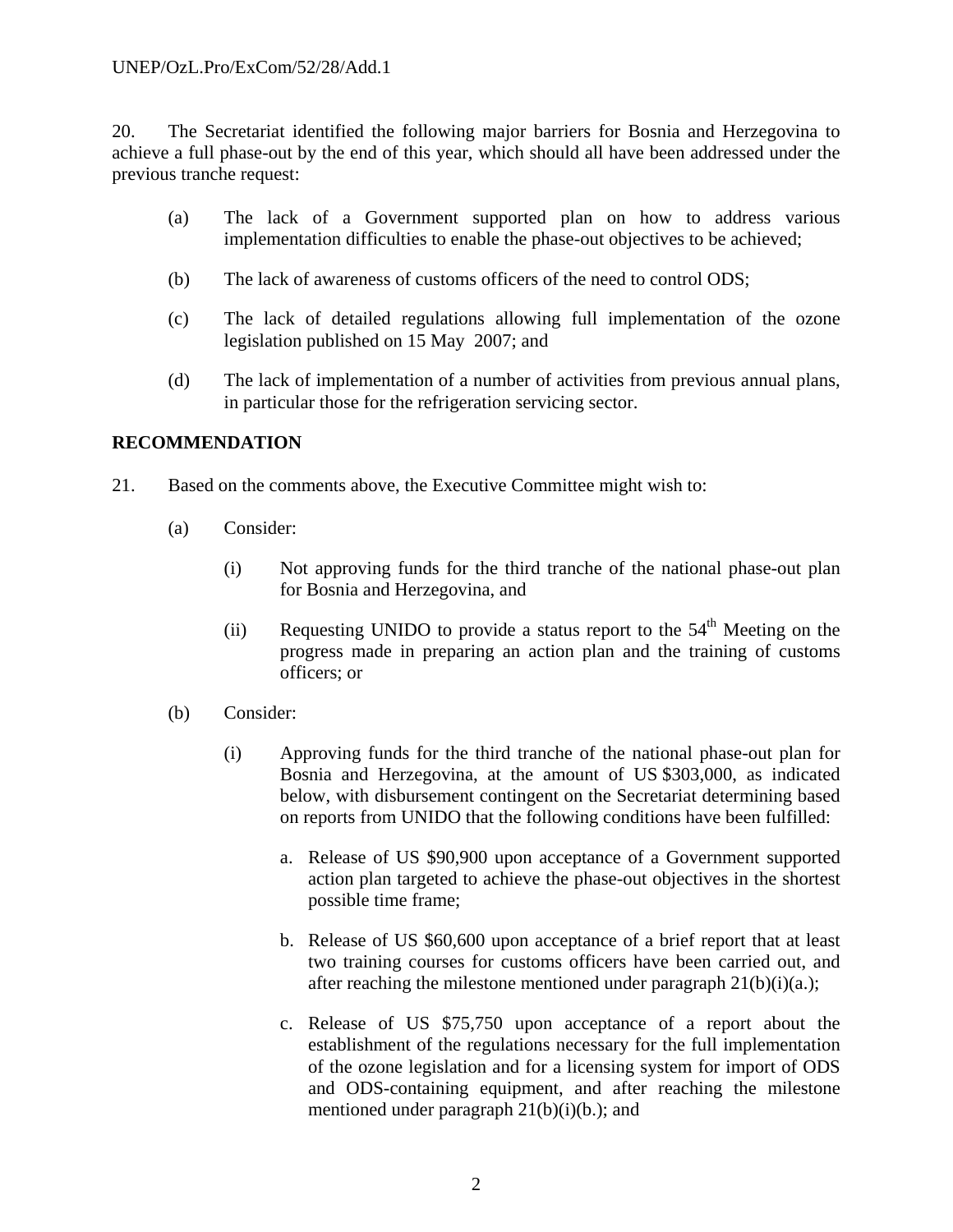20. The Secretariat identified the following major barriers for Bosnia and Herzegovina to achieve a full phase-out by the end of this year, which should all have been addressed under the previous tranche request:

(a) The lack of a Government supported plan on how to address various implementation difficulties to enable the phase-out objectives to be achieved;

(b) The lack of awareness of customs officers of the need to control ODS;

(c) The lack of detailed regulations allowing full implementation of the ozone legislation published on 15 May 2007; and

(d) The lack of implementation of a number of activities from previous annual plans, in particular those for the refrigeration servicing sector.

**RECOMMENDATION**

21. Based on the comments above, the Executive Committee might wish to:

(a) Consider:

(i) Not approving funds for the third tranche of the national phase-out plan for Bosnia and Herzegovina, and

(ii) Requesting UNIDO to provide a status report to the 54th Meeting on the progress made in preparing an action plan and the training of customs officers; or

(b) Consider:

(i) Approving funds for the third tranche of the national phase-out plan for Bosnia and Herzegovina, at the amount of US $303,000, as indicated below, with disbursement contingent on the Secretariat determining based on reports from UNIDO that the following conditions have been fulfilled:

a. Release of US $90,900 upon acceptance of a Government supported action plan targeted to achieve the phase-out objectives in the shortest possible time frame;

b. Release of US $60,600 upon acceptance of a brief report that at least two training courses for customs officers have been carried out, and after reaching the milestone mentioned under paragraph 21(b)(i)(a.);

c. Release of US $75,750 upon acceptance of a report about the establishment of the regulations necessary for the full implementation of the ozone legislation and for a licensing system for import of ODS and ODS-containing equipment, and after reaching the milestone mentioned under paragraph 21(b)(i)(b.); and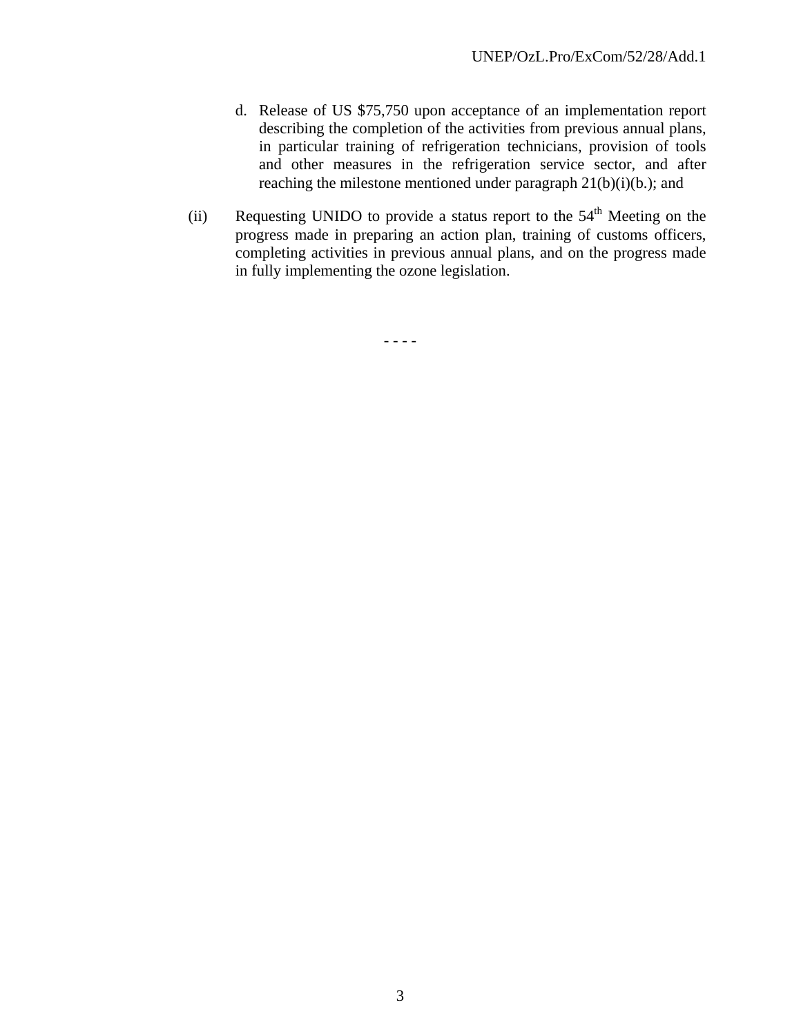d. Release of US $75,750 upon acceptance of an implementation report describing the completion of the activities from previous annual plans, in particular training of refrigeration technicians, provision of tools and other measures in the refrigeration service sector, and after reaching the milestone mentioned under paragraph 21(b)(i)(b.); and

(ii) Requesting UNIDO to provide a status report to the 54th Meeting on the progress made in preparing an action plan, training of customs officers, completing activities in previous annual plans, and on the progress made in fully implementing the ozone legislation.

- - - -